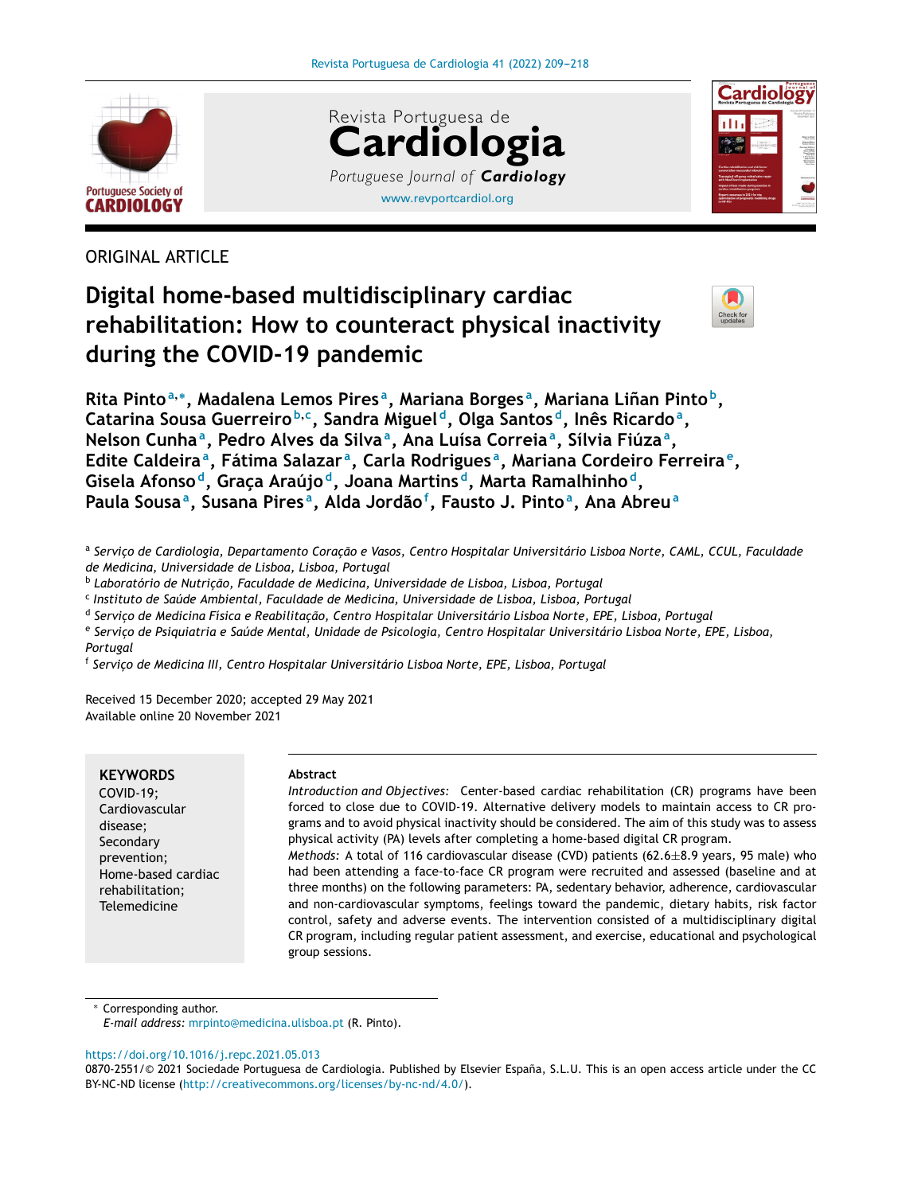ORIGINAL ARTICLE

# Digital home-based multidisciplinary cardiac rehabilitation: How to counteract physical inactivity during the COVID-19 pandemic

Rita Pinto[a,*], Madalena Lemos Pires[a], Mariana Borges[a], Mariana Liñan Pinto[b], Catarina Sousa Guerreiro[b,c], Sandra Miguel[d], Olga Santos[d], Inês Ricardo[a], Nelson Cunha[a], Pedro Alves da Silva[a], Ana Luísa Correia[a], Sílvia Fiúza[a], Edite Caldeira[a], Fátima Salazar[a], Carla Rodrigues[a], Mariana Cordeiro Ferreira[e], Gisela Afonso[d], Graça Araújo[d], Joana Martins[d], Marta Ramalhinho[d], Paula Sousa[a], Susana Pires[a], Alda Jordão[f], Fausto J. Pinto[a], Ana Abreu[a]

[a] *Serviço de Cardiologia, Departamento Coração e Vasos, Centro Hospitalar Universitário Lisboa Norte, CAML, CCUL, Faculdade de Medicina, Universidade de Lisboa, Lisboa, Portugal*
[b] *Laboratório de Nutrição, Faculdade de Medicina, Universidade de Lisboa, Lisboa, Portugal*
[c] *Instituto de Saúde Ambiental, Faculdade de Medicina, Universidade de Lisboa, Lisboa, Portugal*
[d] *Serviço de Medicina Física e Reabilitação, Centro Hospitalar Universitário Lisboa Norte, EPE, Lisboa, Portugal*
[e] *Serviço de Psiquiatria e Saúde Mental, Unidade de Psicologia, Centro Hospitalar Universitário Lisboa Norte, EPE, Lisboa, Portugal*
[f] *Serviço de Medicina III, Centro Hospitalar Universitário Lisboa Norte, EPE, Lisboa, Portugal*

Received 15 December 2020; accepted 29 May 2021
Available online 20 November 2021

**KEYWORDS**
COVID-19;
Cardiovascular disease;
Secondary prevention;
Home-based cardiac rehabilitation;
Telemedicine

**Abstract**

*Introduction and Objectives:* Center-based cardiac rehabilitation (CR) programs have been forced to close due to COVID-19. Alternative delivery models to maintain access to CR programs and to avoid physical inactivity should be considered. The aim of this study was to assess physical activity (PA) levels after completing a home-based digital CR program.

*Methods:* A total of 116 cardiovascular disease (CVD) patients (62.6±8.9 years, 95 male) who had been attending a face-to-face CR program were recruited and assessed (baseline and at three months) on the following parameters: PA, sedentary behavior, adherence, cardiovascular and non-cardiovascular symptoms, feelings toward the pandemic, dietary habits, risk factor control, safety and adverse events. The intervention consisted of a multidisciplinary digital CR program, including regular patient assessment, and exercise, educational and psychological group sessions.

\* Corresponding author.
*E-mail address:* mrpinto@medicina.ulisboa.pt (R. Pinto).

https://doi.org/10.1016/j.repc.2021.05.013
0870-2551/© 2021 Sociedade Portuguesa de Cardiologia. Published by Elsevier España, S.L.U. This is an open access article under the CC BY-NC-ND license (http://creativecommons.org/licenses/by-nc-nd/4.0/).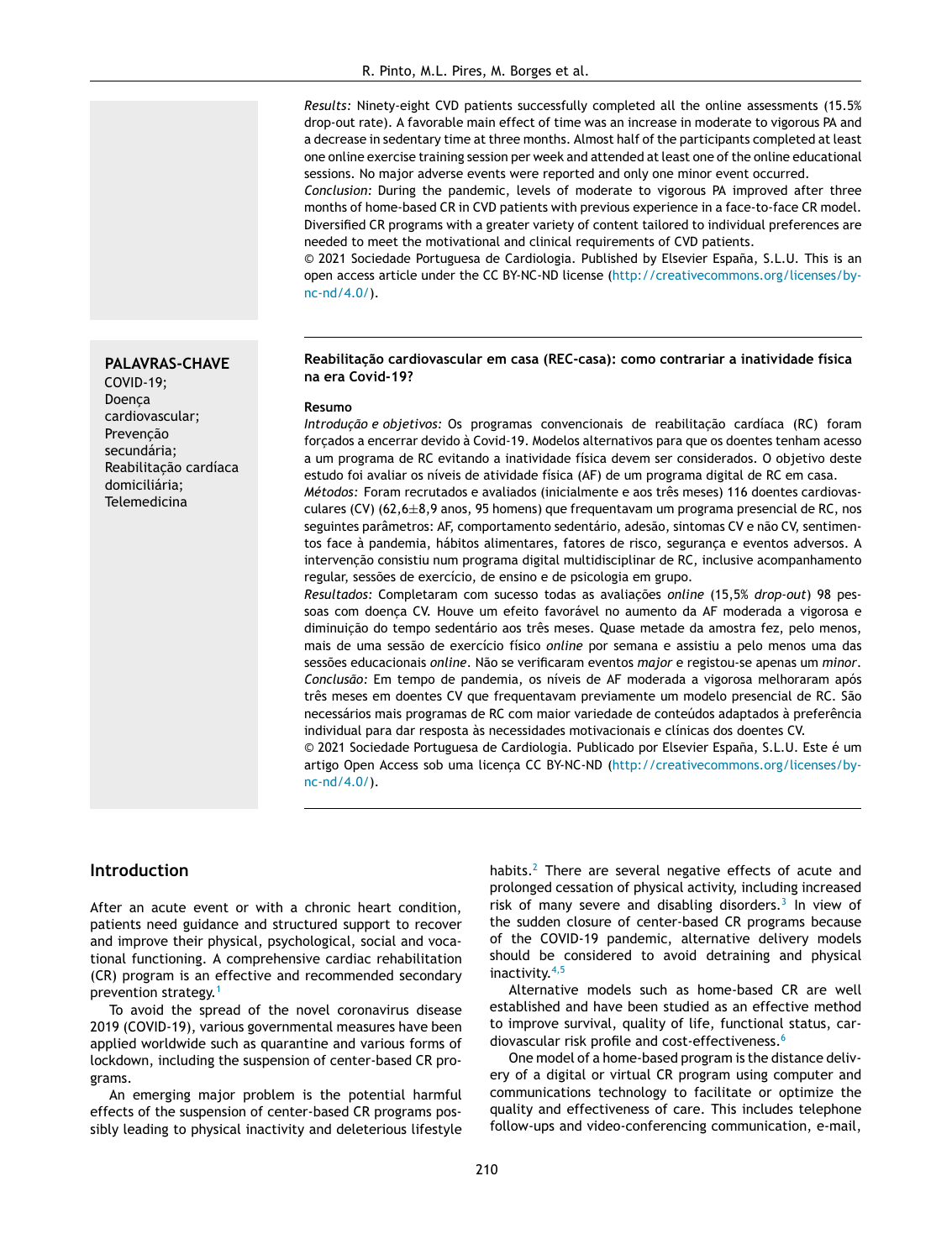*Results:* Ninety-eight CVD patients successfully completed all the online assessments (15.5% drop-out rate). A favorable main effect of time was an increase in moderate to vigorous PA and a decrease in sedentary time at three months. Almost half of the participants completed at least one online exercise training session per week and attended at least one of the online educational sessions. No major adverse events were reported and only one minor event occurred.

*Conclusion:* During the pandemic, levels of moderate to vigorous PA improved after three months of home-based CR in CVD patients with previous experience in a face-to-face CR model. Diversified CR programs with a greater variety of content tailored to individual preferences are needed to meet the motivational and clinical requirements of CVD patients.

© 2021 Sociedade Portuguesa de Cardiologia. Published by Elsevier España, S.L.U. This is an open access article under the CC BY-NC-ND license (http://creativecommons.org/licenses/by-nc-nd/4.0/).

**PALAVRAS-CHAVE**
COVID-19;
Doença cardiovascular;
Prevenção secundária;
Reabilitação cardíaca domiciliária;
Telemedicina

**Reabilitação cardiovascular em casa (REC-casa): como contrariar a inatividade física na era Covid-19?**

**Resumo**

*Introdução e objetivos:* Os programas convencionais de reabilitação cardíaca (RC) foram forçados a encerrar devido à Covid-19. Modelos alternativos para que os doentes tenham acesso a um programa de RC evitando a inatividade física devem ser considerados. O objetivo deste estudo foi avaliar os níveis de atividade física (AF) de um programa digital de RC em casa.

*Métodos:* Foram recrutados e avaliados (inicialmente e aos três meses) 116 doentes cardiovasculares (CV) (62,6±8,9 anos, 95 homens) que frequentavam um programa presencial de RC, nos seguintes parâmetros: AF, comportamento sedentário, adesão, sintomas CV e não CV, sentimentos face à pandemia, hábitos alimentares, fatores de risco, segurança e eventos adversos. A intervenção consistiu num programa digital multidisciplinar de RC, inclusive acompanhamento regular, sessões de exercício, de ensino e de psicologia em grupo.

*Resultados:* Completaram com sucesso todas as avaliações *online* (15,5% *drop-out*) 98 pessoas com doença CV. Houve um efeito favorável no aumento da AF moderada a vigorosa e diminuição do tempo sedentário aos três meses. Quase metade da amostra fez, pelo menos, mais de uma sessão de exercício físico *online* por semana e assistiu a pelo menos uma das sessões educacionais *online*. Não se verificaram eventos *major* e registou-se apenas um *minor*.

*Conclusão:* Em tempo de pandemia, os níveis de AF moderada a vigorosa melhoraram após três meses em doentes CV que frequentavam previamente um modelo presencial de RC. São necessários mais programas de RC com maior variedade de conteúdos adaptados à preferência individual para dar resposta às necessidades motivacionais e clínicas dos doentes CV.

© 2021 Sociedade Portuguesa de Cardiologia. Publicado por Elsevier España, S.L.U. Este é um artigo Open Access sob uma licença CC BY-NC-ND (http://creativecommons.org/licenses/by-nc-nd/4.0/).

## Introduction

After an acute event or with a chronic heart condition, patients need guidance and structured support to recover and improve their physical, psychological, social and vocational functioning. A comprehensive cardiac rehabilitation (CR) program is an effective and recommended secondary prevention strategy.[1]

To avoid the spread of the novel coronavirus disease 2019 (COVID-19), various governmental measures have been applied worldwide such as quarantine and various forms of lockdown, including the suspension of center-based CR programs.

An emerging major problem is the potential harmful effects of the suspension of center-based CR programs possibly leading to physical inactivity and deleterious lifestyle habits.[2] There are several negative effects of acute and prolonged cessation of physical activity, including increased risk of many severe and disabling disorders.[3] In view of the sudden closure of center-based CR programs because of the COVID-19 pandemic, alternative delivery models should be considered to avoid detraining and physical inactivity.[4,5]

Alternative models such as home-based CR are well established and have been studied as an effective method to improve survival, quality of life, functional status, cardiovascular risk profile and cost-effectiveness.[6]

One model of a home-based program is the distance delivery of a digital or virtual CR program using computer and communications technology to facilitate or optimize the quality and effectiveness of care. This includes telephone follow-ups and video-conferencing communication, e-mail,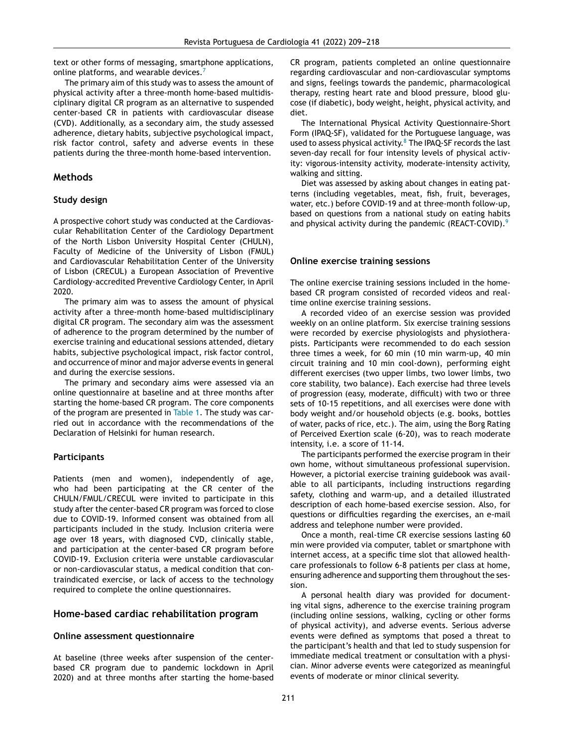text or other forms of messaging, smartphone applications, online platforms, and wearable devices.[7]

The primary aim of this study was to assess the amount of physical activity after a three-month home-based multidisciplinary digital CR program as an alternative to suspended center-based CR in patients with cardiovascular disease (CVD). Additionally, as a secondary aim, the study assessed adherence, dietary habits, subjective psychological impact, risk factor control, safety and adverse events in these patients during the three-month home-based intervention.

## Methods

### Study design

A prospective cohort study was conducted at the Cardiovascular Rehabilitation Center of the Cardiology Department of the North Lisbon University Hospital Center (CHULN), Faculty of Medicine of the University of Lisbon (FMUL) and Cardiovascular Rehabilitation Center of the University of Lisbon (CRECUL) a European Association of Preventive Cardiology-accredited Preventive Cardiology Center, in April 2020.

The primary aim was to assess the amount of physical activity after a three-month home-based multidisciplinary digital CR program. The secondary aim was the assessment of adherence to the program determined by the number of exercise training and educational sessions attended, dietary habits, subjective psychological impact, risk factor control, and occurrence of minor and major adverse events in general and during the exercise sessions.

The primary and secondary aims were assessed via an online questionnaire at baseline and at three months after starting the home-based CR program. The core components of the program are presented in Table 1. The study was carried out in accordance with the recommendations of the Declaration of Helsinki for human research.

### Participants

Patients (men and women), independently of age, who had been participating at the CR center of the CHULN/FMUL/CRECUL were invited to participate in this study after the center-based CR program was forced to close due to COVID-19. Informed consent was obtained from all participants included in the study. Inclusion criteria were age over 18 years, with diagnosed CVD, clinically stable, and participation at the center-based CR program before COVID-19. Exclusion criteria were unstable cardiovascular or non-cardiovascular status, a medical condition that contraindicated exercise, or lack of access to the technology required to complete the online questionnaires.

## Home-based cardiac rehabilitation program

### Online assessment questionnaire

At baseline (three weeks after suspension of the center-based CR program due to pandemic lockdown in April 2020) and at three months after starting the home-based CR program, patients completed an online questionnaire regarding cardiovascular and non-cardiovascular symptoms and signs, feelings towards the pandemic, pharmacological therapy, resting heart rate and blood pressure, blood glucose (if diabetic), body weight, height, physical activity, and diet.

The International Physical Activity Questionnaire-Short Form (IPAQ-SF), validated for the Portuguese language, was used to assess physical activity.[8] The IPAQ-SF records the last seven-day recall for four intensity levels of physical activity: vigorous-intensity activity, moderate-intensity activity, walking and sitting.

Diet was assessed by asking about changes in eating patterns (including vegetables, meat, fish, fruit, beverages, water, etc.) before COVID-19 and at three-month follow-up, based on questions from a national study on eating habits and physical activity during the pandemic (REACT-COVID).[9]

### Online exercise training sessions

The online exercise training sessions included in the home-based CR program consisted of recorded videos and real-time online exercise training sessions.

A recorded video of an exercise session was provided weekly on an online platform. Six exercise training sessions were recorded by exercise physiologists and physiotherapists. Participants were recommended to do each session three times a week, for 60 min (10 min warm-up, 40 min circuit training and 10 min cool-down), performing eight different exercises (two upper limbs, two lower limbs, two core stability, two balance). Each exercise had three levels of progression (easy, moderate, difficult) with two or three sets of 10-15 repetitions, and all exercises were done with body weight and/or household objects (e.g. books, bottles of water, packs of rice, etc.). The aim, using the Borg Rating of Perceived Exertion scale (6-20), was to reach moderate intensity, i.e. a score of 11-14.

The participants performed the exercise program in their own home, without simultaneous professional supervision. However, a pictorial exercise training guidebook was available to all participants, including instructions regarding safety, clothing and warm-up, and a detailed illustrated description of each home-based exercise session. Also, for questions or difficulties regarding the exercises, an e-mail address and telephone number were provided.

Once a month, real-time CR exercise sessions lasting 60 min were provided via computer, tablet or smartphone with internet access, at a specific time slot that allowed healthcare professionals to follow 6-8 patients per class at home, ensuring adherence and supporting them throughout the session.

A personal health diary was provided for documenting vital signs, adherence to the exercise training program (including online sessions, walking, cycling or other forms of physical activity), and adverse events. Serious adverse events were defined as symptoms that posed a threat to the participant's health and that led to study suspension for immediate medical treatment or consultation with a physician. Minor adverse events were categorized as meaningful events of moderate or minor clinical severity.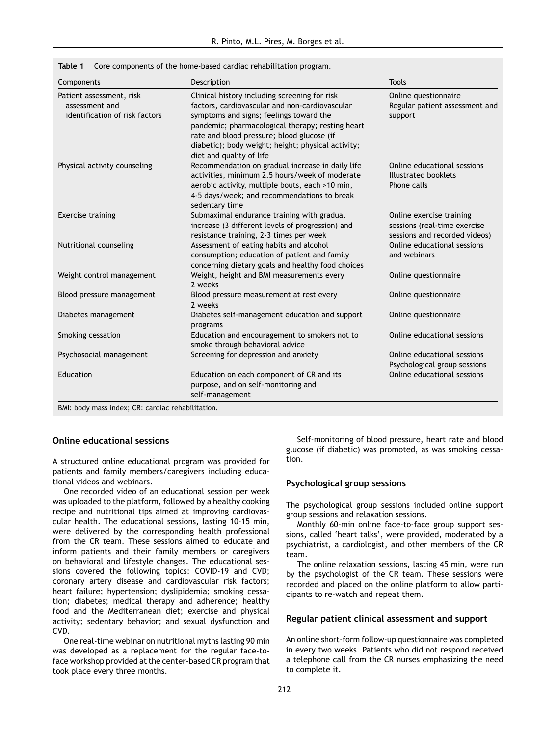**Table 1** Core components of the home-based cardiac rehabilitation program.

| Components | Description | Tools |
|---|---|---|
| Patient assessment, risk assessment and identification of risk factors | Clinical history including screening for risk factors, cardiovascular and non-cardiovascular symptoms and signs; feelings toward the pandemic; pharmacological therapy; resting heart rate and blood pressure; blood glucose (if diabetic); body weight; height; physical activity; diet and quality of life | Online questionnaire<br>Regular patient assessment and support |
| Physical activity counseling | Recommendation on gradual increase in daily life activities, minimum 2.5 hours/week of moderate aerobic activity, multiple bouts, each >10 min, 4-5 days/week; and recommendations to break sedentary time | Online educational sessions<br>Illustrated booklets<br>Phone calls |
| Exercise training | Submaximal endurance training with gradual increase (3 different levels of progression) and resistance training, 2-3 times per week | Online exercise training sessions (real-time exercise sessions and recorded videos) |
| Nutritional counseling | Assessment of eating habits and alcohol consumption; education of patient and family concerning dietary goals and healthy food choices | Online educational sessions and webinars |
| Weight control management | Weight, height and BMI measurements every 2 weeks | Online questionnaire |
| Blood pressure management | Blood pressure measurement at rest every 2 weeks | Online questionnaire |
| Diabetes management | Diabetes self-management education and support programs | Online questionnaire |
| Smoking cessation | Education and encouragement to smokers not to smoke through behavioral advice | Online educational sessions |
| Psychosocial management | Screening for depression and anxiety | Online educational sessions<br>Psychological group sessions |
| Education | Education on each component of CR and its purpose, and on self-monitoring and self-management | Online educational sessions |

BMI: body mass index; CR: cardiac rehabilitation.

## Online educational sessions

A structured online educational program was provided for patients and family members/caregivers including educational videos and webinars.

One recorded video of an educational session per week was uploaded to the platform, followed by a healthy cooking recipe and nutritional tips aimed at improving cardiovascular health. The educational sessions, lasting 10-15 min, were delivered by the corresponding health professional from the CR team. These sessions aimed to educate and inform patients and their family members or caregivers on behavioral and lifestyle changes. The educational sessions covered the following topics: COVID-19 and CVD; coronary artery disease and cardiovascular risk factors; heart failure; hypertension; dyslipidemia; smoking cessation; diabetes; medical therapy and adherence; healthy food and the Mediterranean diet; exercise and physical activity; sedentary behavior; and sexual dysfunction and CVD.

One real-time webinar on nutritional myths lasting 90 min was developed as a replacement for the regular face-to-face workshop provided at the center-based CR program that took place every three months.

Self-monitoring of blood pressure, heart rate and blood glucose (if diabetic) was promoted, as was smoking cessation.

## Psychological group sessions

The psychological group sessions included online support group sessions and relaxation sessions.

Monthly 60-min online face-to-face group support sessions, called 'heart talks', were provided, moderated by a psychiatrist, a cardiologist, and other members of the CR team.

The online relaxation sessions, lasting 45 min, were run by the psychologist of the CR team. These sessions were recorded and placed on the online platform to allow participants to re-watch and repeat them.

## Regular patient clinical assessment and support

An online short-form follow-up questionnaire was completed in every two weeks. Patients who did not respond received a telephone call from the CR nurses emphasizing the need to complete it.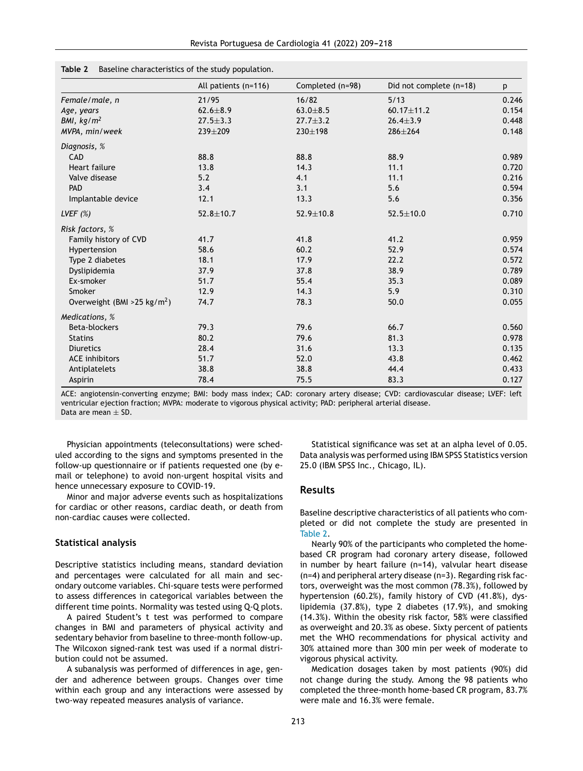**Table 2** Baseline characteristics of the study population.

| | All patients (n=116) | Completed (n=98) | Did not complete (n=18) | p |
|---|---|---|---|---|
| *Female/male, n* | 21/95 | 16/82 | 5/13 | 0.246 |
| *Age, years* | 62.6±8.9 | 63.0±8.5 | 60.17±11.2 | 0.154 |
| *BMI, kg/m²* | 27.5±3.3 | 27.7±3.2 | 26.4±3.9 | 0.448 |
| *MVPA, min/week* | 239±209 | 230±198 | 286±264 | 0.148 |
| *Diagnosis, %* | | | | |
| CAD | 88.8 | 88.8 | 88.9 | 0.989 |
| Heart failure | 13.8 | 14.3 | 11.1 | 0.720 |
| Valve disease | 5.2 | 4.1 | 11.1 | 0.216 |
| PAD | 3.4 | 3.1 | 5.6 | 0.594 |
| Implantable device | 12.1 | 13.3 | 5.6 | 0.356 |
| *LVEF (%)* | 52.8±10.7 | 52.9±10.8 | 52.5±10.0 | 0.710 |
| *Risk factors, %* | | | | |
| Family history of CVD | 41.7 | 41.8 | 41.2 | 0.959 |
| Hypertension | 58.6 | 60.2 | 52.9 | 0.574 |
| Type 2 diabetes | 18.1 | 17.9 | 22.2 | 0.572 |
| Dyslipidemia | 37.9 | 37.8 | 38.9 | 0.789 |
| Ex-smoker | 51.7 | 55.4 | 35.3 | 0.089 |
| Smoker | 12.9 | 14.3 | 5.9 | 0.310 |
| Overweight (BMI >25 kg/m²) | 74.7 | 78.3 | 50.0 | 0.055 |
| *Medications, %* | | | | |
| Beta-blockers | 79.3 | 79.6 | 66.7 | 0.560 |
| Statins | 80.2 | 79.6 | 81.3 | 0.978 |
| Diuretics | 28.4 | 31.6 | 13.3 | 0.135 |
| ACE inhibitors | 51.7 | 52.0 | 43.8 | 0.462 |
| Antiplatelets | 38.8 | 38.8 | 44.4 | 0.433 |
| Aspirin | 78.4 | 75.5 | 83.3 | 0.127 |

ACE: angiotensin-converting enzyme; BMI: body mass index; CAD: coronary artery disease; CVD: cardiovascular disease; LVEF: left ventricular ejection fraction; MVPA: moderate to vigorous physical activity; PAD: peripheral arterial disease.
Data are mean ± SD.

Physician appointments (teleconsultations) were scheduled according to the signs and symptoms presented in the follow-up questionnaire or if patients requested one (by e-mail or telephone) to avoid non-urgent hospital visits and hence unnecessary exposure to COVID-19.

Minor and major adverse events such as hospitalizations for cardiac or other reasons, cardiac death, or death from non-cardiac causes were collected.

### Statistical analysis

Descriptive statistics including means, standard deviation and percentages were calculated for all main and secondary outcome variables. Chi-square tests were performed to assess differences in categorical variables between the different time points. Normality was tested using Q-Q plots.

A paired Student's t test was performed to compare changes in BMI and parameters of physical activity and sedentary behavior from baseline to three-month follow-up. The Wilcoxon signed-rank test was used if a normal distribution could not be assumed.

A subanalysis was performed of differences in age, gender and adherence between groups. Changes over time within each group and any interactions were assessed by two-way repeated measures analysis of variance.

Statistical significance was set at an alpha level of 0.05. Data analysis was performed using IBM SPSS Statistics version 25.0 (IBM SPSS Inc., Chicago, IL).

## Results

Baseline descriptive characteristics of all patients who completed or did not complete the study are presented in Table 2.

Nearly 90% of the participants who completed the home-based CR program had coronary artery disease, followed in number by heart failure (n=14), valvular heart disease (n=4) and peripheral artery disease (n=3). Regarding risk factors, overweight was the most common (78.3%), followed by hypertension (60.2%), family history of CVD (41.8%), dyslipidemia (37.8%), type 2 diabetes (17.9%), and smoking (14.3%). Within the obesity risk factor, 58% were classified as overweight and 20.3% as obese. Sixty percent of patients met the WHO recommendations for physical activity and 30% attained more than 300 min per week of moderate to vigorous physical activity.

Medication dosages taken by most patients (90%) did not change during the study. Among the 98 patients who completed the three-month home-based CR program, 83.7% were male and 16.3% were female.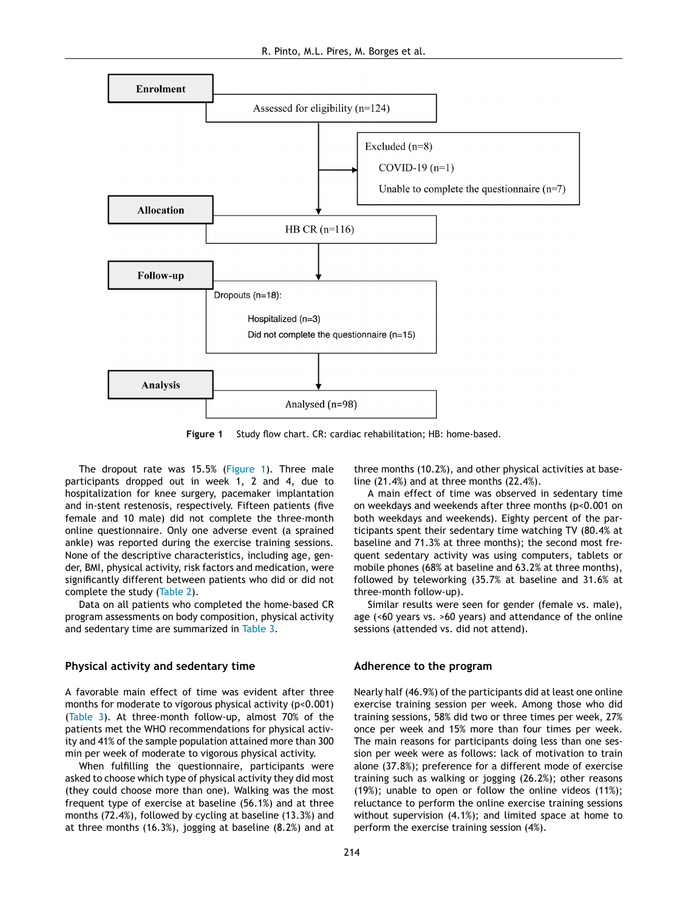Enrolment

Assessed for eligibility (n=124)

Excluded (n=8)

COVID-19 (n=1)

Unable to complete the questionnaire (n=7)

Allocation

HB CR (n=116)

Follow-up

Dropouts (n=18):

Hospitalized (n=3)

Did not complete the questionnaire (n=15)

Analysis

Analysed (n=98)

**Figure 1** Study flow chart. CR: cardiac rehabilitation; HB: home-based.

The dropout rate was 15.5% (Figure 1). Three male participants dropped out in week 1, 2 and 4, due to hospitalization for knee surgery, pacemaker implantation and in-stent restenosis, respectively. Fifteen patients (five female and 10 male) did not complete the three-month online questionnaire. Only one adverse event (a sprained ankle) was reported during the exercise training sessions. None of the descriptive characteristics, including age, gender, BMI, physical activity, risk factors and medication, were significantly different between patients who did or did not complete the study (Table 2).

Data on all patients who completed the home-based CR program assessments on body composition, physical activity and sedentary time are summarized in Table 3.

## Physical activity and sedentary time

A favorable main effect of time was evident after three months for moderate to vigorous physical activity ($p<0.001$) (Table 3). At three-month follow-up, almost 70% of the patients met the WHO recommendations for physical activity and 41% of the sample population attained more than 300 min per week of moderate to vigorous physical activity.

When fulfilling the questionnaire, participants were asked to choose which type of physical activity they did most (they could choose more than one). Walking was the most frequent type of exercise at baseline (56.1%) and at three months (72.4%), followed by cycling at baseline (13.3%) and at three months (16.3%), jogging at baseline (8.2%) and at three months (10.2%), and other physical activities at baseline (21.4%) and at three months (22.4%).

A main effect of time was observed in sedentary time on weekdays and weekends after three months ($p<0.001$ on both weekdays and weekends). Eighty percent of the participants spent their sedentary time watching TV (80.4% at baseline and 71.3% at three months); the second most frequent sedentary activity was using computers, tablets or mobile phones (68% at baseline and 63.2% at three months), followed by teleworking (35.7% at baseline and 31.6% at three-month follow-up).

Similar results were seen for gender (female vs. male), age (<60 years vs. >60 years) and attendance of the online sessions (attended vs. did not attend).

## Adherence to the program

Nearly half (46.9%) of the participants did at least one online exercise training session per week. Among those who did training sessions, 58% did two or three times per week, 27% once per week and 15% more than four times per week. The main reasons for participants doing less than one session per week were as follows: lack of motivation to train alone (37.8%); preference for a different mode of exercise training such as walking or jogging (26.2%); other reasons (19%); unable to open or follow the online videos (11%); reluctance to perform the online exercise training sessions without supervision (4.1%); and limited space at home to perform the exercise training session (4%).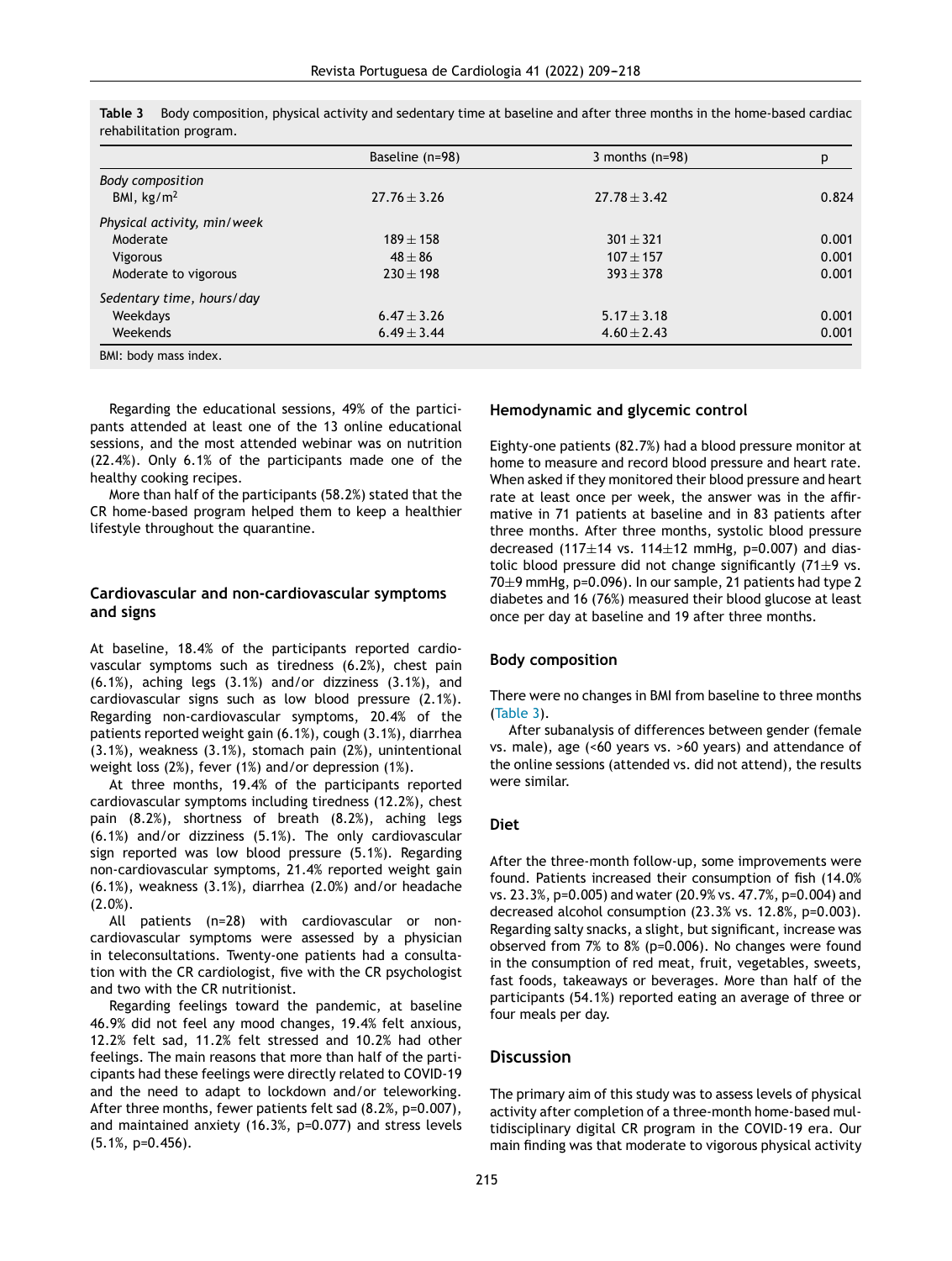**Table 3** Body composition, physical activity and sedentary time at baseline and after three months in the home-based cardiac rehabilitation program.

| | Baseline (n=98) | 3 months (n=98) | p |
|---|---|---|---|
| *Body composition* | | | |
| BMI, kg/m$^2$ | 27.76 ± 3.26 | 27.78 ± 3.42 | 0.824 |
| *Physical activity, min/week* | | | |
| Moderate | 189 ± 158 | 301 ± 321 | 0.001 |
| Vigorous | 48 ± 86 | 107 ± 157 | 0.001 |
| Moderate to vigorous | 230 ± 198 | 393 ± 378 | 0.001 |
| *Sedentary time, hours/day* | | | |
| Weekdays | 6.47 ± 3.26 | 5.17 ± 3.18 | 0.001 |
| Weekends | 6.49 ± 3.44 | 4.60 ± 2.43 | 0.001 |

BMI: body mass index.

Regarding the educational sessions, 49% of the participants attended at least one of the 13 online educational sessions, and the most attended webinar was on nutrition (22.4%). Only 6.1% of the participants made one of the healthy cooking recipes.

More than half of the participants (58.2%) stated that the CR home-based program helped them to keep a healthier lifestyle throughout the quarantine.

### Cardiovascular and non-cardiovascular symptoms and signs

At baseline, 18.4% of the participants reported cardiovascular symptoms such as tiredness (6.2%), chest pain (6.1%), aching legs (3.1%) and/or dizziness (3.1%), and cardiovascular signs such as low blood pressure (2.1%). Regarding non-cardiovascular symptoms, 20.4% of the patients reported weight gain (6.1%), cough (3.1%), diarrhea (3.1%), weakness (3.1%), stomach pain (2%), unintentional weight loss (2%), fever (1%) and/or depression (1%).

At three months, 19.4% of the participants reported cardiovascular symptoms including tiredness (12.2%), chest pain (8.2%), shortness of breath (8.2%), aching legs (6.1%) and/or dizziness (5.1%). The only cardiovascular sign reported was low blood pressure (5.1%). Regarding non-cardiovascular symptoms, 21.4% reported weight gain (6.1%), weakness (3.1%), diarrhea (2.0%) and/or headache (2.0%).

All patients (n=28) with cardiovascular or non-cardiovascular symptoms were assessed by a physician in teleconsultations. Twenty-one patients had a consultation with the CR cardiologist, five with the CR psychologist and two with the CR nutritionist.

Regarding feelings toward the pandemic, at baseline 46.9% did not feel any mood changes, 19.4% felt anxious, 12.2% felt sad, 11.2% felt stressed and 10.2% had other feelings. The main reasons that more than half of the participants had these feelings were directly related to COVID-19 and the need to adapt to lockdown and/or teleworking. After three months, fewer patients felt sad (8.2%, p=0.007), and maintained anxiety (16.3%, p=0.077) and stress levels (5.1%, p=0.456).

### Hemodynamic and glycemic control

Eighty-one patients (82.7%) had a blood pressure monitor at home to measure and record blood pressure and heart rate. When asked if they monitored their blood pressure and heart rate at least once per week, the answer was in the affirmative in 71 patients at baseline and in 83 patients after three months. After three months, systolic blood pressure decreased (117±14 vs. 114±12 mmHg, p=0.007) and diastolic blood pressure did not change significantly (71±9 vs. 70±9 mmHg, p=0.096). In our sample, 21 patients had type 2 diabetes and 16 (76%) measured their blood glucose at least once per day at baseline and 19 after three months.

### Body composition

There were no changes in BMI from baseline to three months (Table 3).

After subanalysis of differences between gender (female vs. male), age (<60 years vs. >60 years) and attendance of the online sessions (attended vs. did not attend), the results were similar.

### Diet

After the three-month follow-up, some improvements were found. Patients increased their consumption of fish (14.0% vs. 23.3%, p=0.005) and water (20.9% vs. 47.7%, p=0.004) and decreased alcohol consumption (23.3% vs. 12.8%, p=0.003). Regarding salty snacks, a slight, but significant, increase was observed from 7% to 8% (p=0.006). No changes were found in the consumption of red meat, fruit, vegetables, sweets, fast foods, takeaways or beverages. More than half of the participants (54.1%) reported eating an average of three or four meals per day.

## Discussion

The primary aim of this study was to assess levels of physical activity after completion of a three-month home-based multidisciplinary digital CR program in the COVID-19 era. Our main finding was that moderate to vigorous physical activity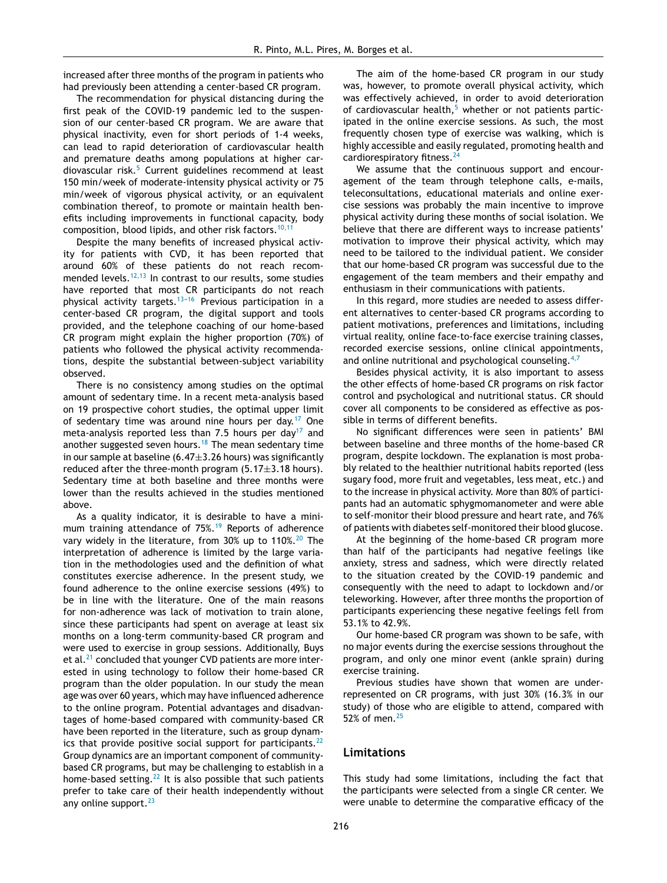increased after three months of the program in patients who had previously been attending a center-based CR program.

The recommendation for physical distancing during the first peak of the COVID-19 pandemic led to the suspension of our center-based CR program. We are aware that physical inactivity, even for short periods of 1-4 weeks, can lead to rapid deterioration of cardiovascular health and premature deaths among populations at higher cardiovascular risk.[5] Current guidelines recommend at least 150 min/week of moderate-intensity physical activity or 75 min/week of vigorous physical activity, or an equivalent combination thereof, to promote or maintain health benefits including improvements in functional capacity, body composition, blood lipids, and other risk factors.[10,11]

Despite the many benefits of increased physical activity for patients with CVD, it has been reported that around 60% of these patients do not reach recommended levels.[12,13] In contrast to our results, some studies have reported that most CR participants do not reach physical activity targets.[13-16] Previous participation in a center-based CR program, the digital support and tools provided, and the telephone coaching of our home-based CR program might explain the higher proportion (70%) of patients who followed the physical activity recommendations, despite the substantial between-subject variability observed.

There is no consistency among studies on the optimal amount of sedentary time. In a recent meta-analysis based on 19 prospective cohort studies, the optimal upper limit of sedentary time was around nine hours per day.[17] One meta-analysis reported less than 7.5 hours per day[17] and another suggested seven hours.[18] The mean sedentary time in our sample at baseline ($6.47\pm3.26$ hours) was significantly reduced after the three-month program ($5.17\pm3.18$ hours). Sedentary time at both baseline and three months were lower than the results achieved in the studies mentioned above.

As a quality indicator, it is desirable to have a minimum training attendance of 75%.[19] Reports of adherence vary widely in the literature, from 30% up to 110%.[20] The interpretation of adherence is limited by the large variation in the methodologies used and the definition of what constitutes exercise adherence. In the present study, we found adherence to the online exercise sessions (49%) to be in line with the literature. One of the main reasons for non-adherence was lack of motivation to train alone, since these participants had spent on average at least six months on a long-term community-based CR program and were used to exercise in group sessions. Additionally, Buys et al.[21] concluded that younger CVD patients are more interested in using technology to follow their home-based CR program than the older population. In our study the mean age was over 60 years, which may have influenced adherence to the online program. Potential advantages and disadvantages of home-based compared with community-based CR have been reported in the literature, such as group dynamics that provide positive social support for participants.[22] Group dynamics are an important component of community-based CR programs, but may be challenging to establish in a home-based setting.[22] It is also possible that such patients prefer to take care of their health independently without any online support.[23]

The aim of the home-based CR program in our study was, however, to promote overall physical activity, which was effectively achieved, in order to avoid deterioration of cardiovascular health,[5] whether or not patients participated in the online exercise sessions. As such, the most frequently chosen type of exercise was walking, which is highly accessible and easily regulated, promoting health and cardiorespiratory fitness.[24]

We assume that the continuous support and encouragement of the team through telephone calls, e-mails, teleconsultations, educational materials and online exercise sessions was probably the main incentive to improve physical activity during these months of social isolation. We believe that there are different ways to increase patients' motivation to improve their physical activity, which may need to be tailored to the individual patient. We consider that our home-based CR program was successful due to the engagement of the team members and their empathy and enthusiasm in their communications with patients.

In this regard, more studies are needed to assess different alternatives to center-based CR programs according to patient motivations, preferences and limitations, including virtual reality, online face-to-face exercise training classes, recorded exercise sessions, online clinical appointments, and online nutritional and psychological counseling.[4,7]

Besides physical activity, it is also important to assess the other effects of home-based CR programs on risk factor control and psychological and nutritional status. CR should cover all components to be considered as effective as possible in terms of different benefits.

No significant differences were seen in patients' BMI between baseline and three months of the home-based CR program, despite lockdown. The explanation is most probably related to the healthier nutritional habits reported (less sugary food, more fruit and vegetables, less meat, etc.) and to the increase in physical activity. More than 80% of participants had an automatic sphygmomanometer and were able to self-monitor their blood pressure and heart rate, and 76% of patients with diabetes self-monitored their blood glucose.

At the beginning of the home-based CR program more than half of the participants had negative feelings like anxiety, stress and sadness, which were directly related to the situation created by the COVID-19 pandemic and consequently with the need to adapt to lockdown and/or teleworking. However, after three months the proportion of participants experiencing these negative feelings fell from 53.1% to 42.9%.

Our home-based CR program was shown to be safe, with no major events during the exercise sessions throughout the program, and only one minor event (ankle sprain) during exercise training.

Previous studies have shown that women are underrepresented on CR programs, with just 30% (16.3% in our study) of those who are eligible to attend, compared with 52% of men.[25]

## Limitations

This study had some limitations, including the fact that the participants were selected from a single CR center. We were unable to determine the comparative efficacy of the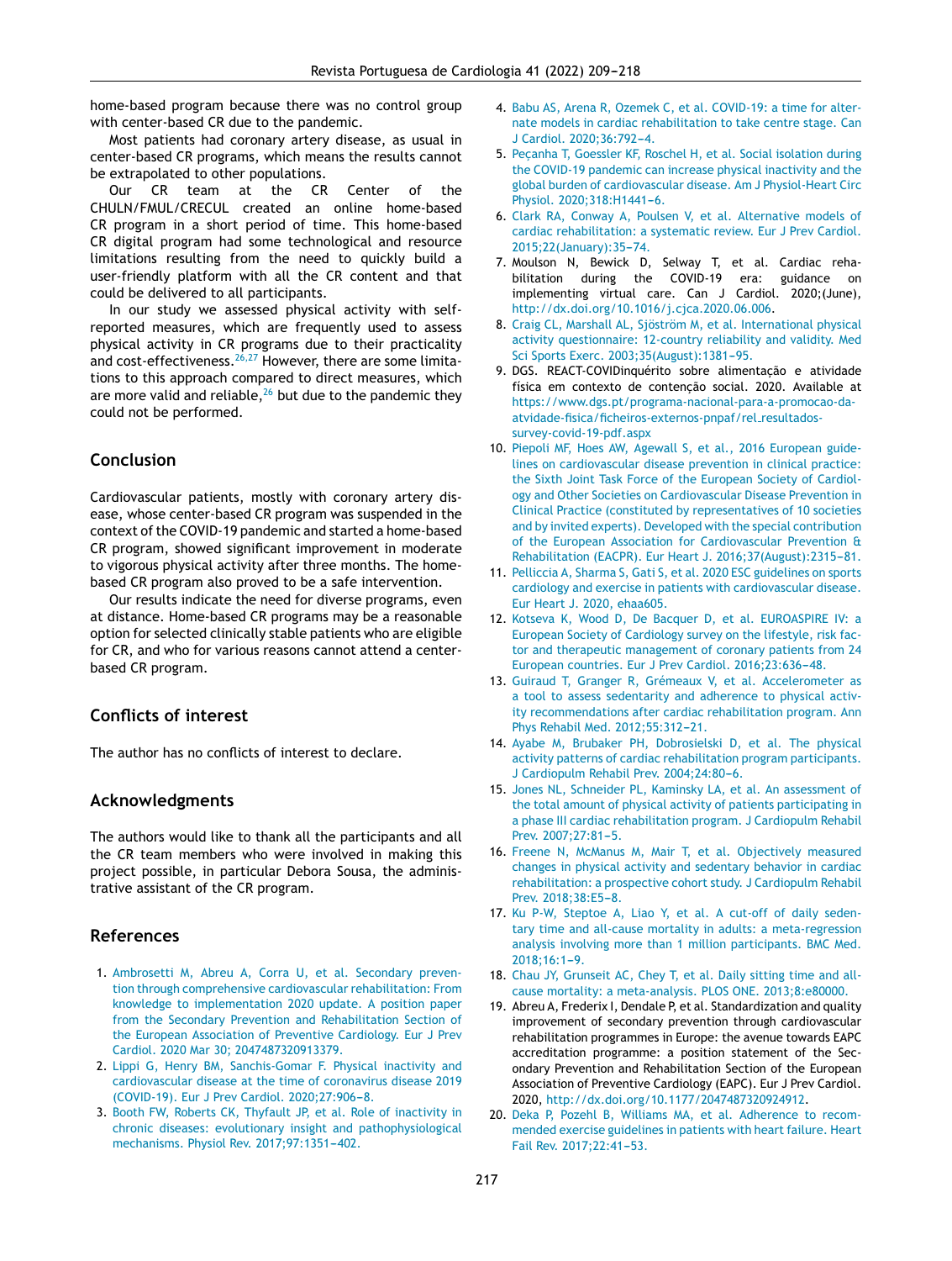home-based program because there was no control group with center-based CR due to the pandemic.

Most patients had coronary artery disease, as usual in center-based CR programs, which means the results cannot be extrapolated to other populations.

Our CR team at the CR Center of the CHULN/FMUL/CRECUL created an online home-based CR program in a short period of time. This home-based CR digital program had some technological and resource limitations resulting from the need to quickly build a user-friendly platform with all the CR content and that could be delivered to all participants.

In our study we assessed physical activity with self-reported measures, which are frequently used to assess physical activity in CR programs due to their practicality and cost-effectiveness.[26,27] However, there are some limitations to this approach compared to direct measures, which are more valid and reliable,[26] but due to the pandemic they could not be performed.

## Conclusion

Cardiovascular patients, mostly with coronary artery disease, whose center-based CR program was suspended in the context of the COVID-19 pandemic and started a home-based CR program, showed significant improvement in moderate to vigorous physical activity after three months. The home-based CR program also proved to be a safe intervention.

Our results indicate the need for diverse programs, even at distance. Home-based CR programs may be a reasonable option for selected clinically stable patients who are eligible for CR, and who for various reasons cannot attend a center-based CR program.

## Conflicts of interest

The author has no conflicts of interest to declare.

## Acknowledgments

The authors would like to thank all the participants and all the CR team members who were involved in making this project possible, in particular Debora Sousa, the administrative assistant of the CR program.

## References

1. Ambrosetti M, Abreu A, Corra U, et al. Secondary prevention through comprehensive cardiovascular rehabilitation: From knowledge to implementation 2020 update. A position paper from the Secondary Prevention and Rehabilitation Section of the European Association of Preventive Cardiology. Eur J Prev Cardiol. 2020 Mar 30; 2047487320913379.
2. Lippi G, Henry BM, Sanchis-Gomar F. Physical inactivity and cardiovascular disease at the time of coronavirus disease 2019 (COVID-19). Eur J Prev Cardiol. 2020;27:906–8.
3. Booth FW, Roberts CK, Thyfault JP, et al. Role of inactivity in chronic diseases: evolutionary insight and pathophysiological mechanisms. Physiol Rev. 2017;97:1351–402.
4. Babu AS, Arena R, Ozemek C, et al. COVID-19: a time for alternate models in cardiac rehabilitation to take centre stage. Can J Cardiol. 2020;36:792–4.
5. Peçanha T, Goessler KF, Roschel H, et al. Social isolation during the COVID-19 pandemic can increase physical inactivity and the global burden of cardiovascular disease. Am J Physiol-Heart Circ Physiol. 2020;318:H1441–6.
6. Clark RA, Conway A, Poulsen V, et al. Alternative models of cardiac rehabilitation: a systematic review. Eur J Prev Cardiol. 2015;22(January):35–74.
7. Moulson N, Bewick D, Selway T, et al. Cardiac rehabilitation during the COVID-19 era: guidance on implementing virtual care. Can J Cardiol. 2020;(June), http://dx.doi.org/10.1016/j.cjca.2020.06.006.
8. Craig CL, Marshall AL, Sjöström M, et al. International physical activity questionnaire: 12-country reliability and validity. Med Sci Sports Exerc. 2003;35(August):1381–95.
9. DGS. REACT-COVIDinquérito sobre alimentação e atividade física em contexto de contenção social. 2020. Available at https://www.dgs.pt/programa-nacional-para-a-promocao-da-atvidade-fisica/ficheiros-externos-pnpaf/rel_resultados-survey-covid-19-pdf.aspx
10. Piepoli MF, Hoes AW, Agewall S, et al., 2016 European guidelines on cardiovascular disease prevention in clinical practice: the Sixth Joint Task Force of the European Society of Cardiology and Other Societies on Cardiovascular Disease Prevention in Clinical Practice (constituted by representatives of 10 societies and by invited experts). Developed with the special contribution of the European Association for Cardiovascular Prevention & Rehabilitation (EACPR). Eur Heart J. 2016;37(August):2315–81.
11. Pelliccia A, Sharma S, Gati S, et al. 2020 ESC guidelines on sports cardiology and exercise in patients with cardiovascular disease. Eur Heart J. 2020, ehaa605.
12. Kotseva K, Wood D, De Bacquer D, et al. EUROASPIRE IV: a European Society of Cardiology survey on the lifestyle, risk factor and therapeutic management of coronary patients from 24 European countries. Eur J Prev Cardiol. 2016;23:636–48.
13. Guiraud T, Granger R, Grémeaux V, et al. Accelerometer as a tool to assess sedentarity and adherence to physical activity recommendations after cardiac rehabilitation program. Ann Phys Rehabil Med. 2012;55:312–21.
14. Ayabe M, Brubaker PH, Dobrosielski D, et al. The physical activity patterns of cardiac rehabilitation program participants. J Cardiopulm Rehabil Prev. 2004;24:80–6.
15. Jones NL, Schneider PL, Kaminsky LA, et al. An assessment of the total amount of physical activity of patients participating in a phase III cardiac rehabilitation program. J Cardiopulm Rehabil Prev. 2007;27:81–5.
16. Freene N, McManus M, Mair T, et al. Objectively measured changes in physical activity and sedentary behavior in cardiac rehabilitation: a prospective cohort study. J Cardiopulm Rehabil Prev. 2018;38:E5–8.
17. Ku P-W, Steptoe A, Liao Y, et al. A cut-off of daily sedentary time and all-cause mortality in adults: a meta-regression analysis involving more than 1 million participants. BMC Med. 2018;16:1–9.
18. Chau JY, Grunseit AC, Chey T, et al. Daily sitting time and all-cause mortality: a meta-analysis. PLOS ONE. 2013;8:e80000.
19. Abreu A, Frederix I, Dendale P, et al. Standardization and quality improvement of secondary prevention through cardiovascular rehabilitation programmes in Europe: the avenue towards EAPC accreditation programme: a position statement of the Secondary Prevention and Rehabilitation Section of the European Association of Preventive Cardiology (EAPC). Eur J Prev Cardiol. 2020, http://dx.doi.org/10.1177/2047487320924912.
20. Deka P, Pozehl B, Williams MA, et al. Adherence to recommended exercise guidelines in patients with heart failure. Heart Fail Rev. 2017;22:41–53.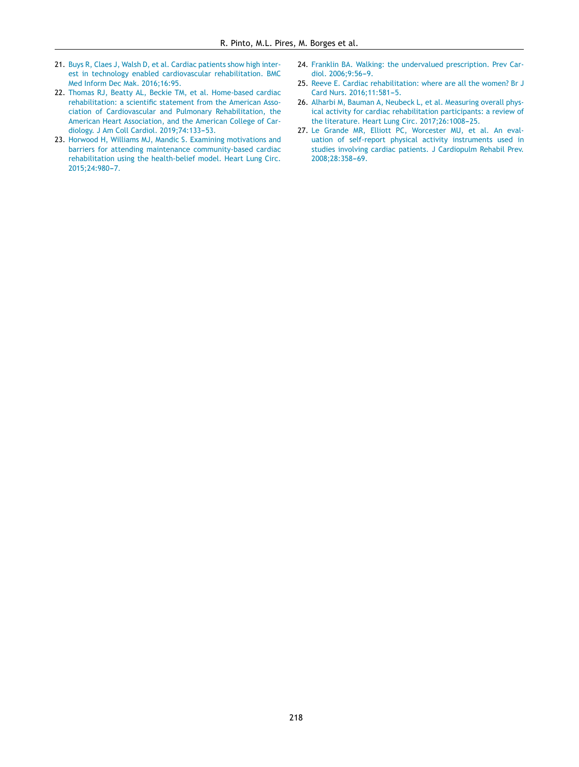21. Buys R, Claes J, Walsh D, et al. Cardiac patients show high interest in technology enabled cardiovascular rehabilitation. BMC Med Inform Dec Mak. 2016;16:95.
22. Thomas RJ, Beatty AL, Beckie TM, et al. Home-based cardiac rehabilitation: a scientific statement from the American Association of Cardiovascular and Pulmonary Rehabilitation, the American Heart Association, and the American College of Cardiology. J Am Coll Cardiol. 2019;74:133–53.
23. Horwood H, Williams MJ, Mandic S. Examining motivations and barriers for attending maintenance community-based cardiac rehabilitation using the health-belief model. Heart Lung Circ. 2015;24:980–7.
24. Franklin BA. Walking: the undervalued prescription. Prev Cardiol. 2006;9:56–9.
25. Reeve E. Cardiac rehabilitation: where are all the women? Br J Card Nurs. 2016;11:581–5.
26. Alharbi M, Bauman A, Neubeck L, et al. Measuring overall physical activity for cardiac rehabilitation participants: a review of the literature. Heart Lung Circ. 2017;26:1008–25.
27. Le Grande MR, Elliott PC, Worcester MU, et al. An evaluation of self-report physical activity instruments used in studies involving cardiac patients. J Cardiopulm Rehabil Prev. 2008;28:358–69.